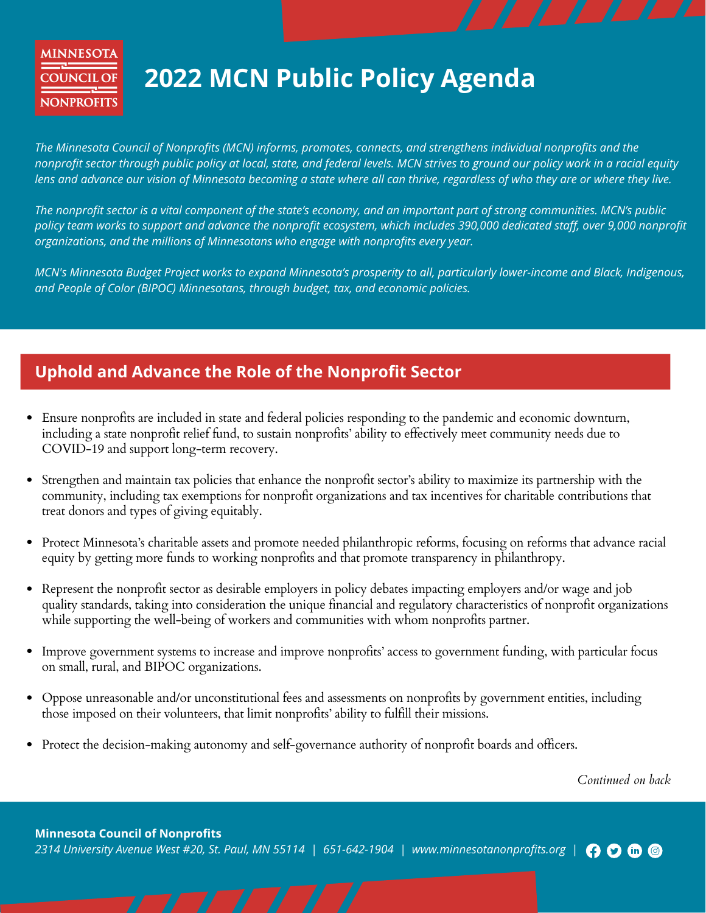MINNESOTA COUNCIL OF NONPROFITS

# 2022 MCN Public Policy Agenda

*The Minnesota Council of Nonprofits (MCN) informs, promotes, connects, and strengthens individual nonprofits and the nonprofit sector through public policy at local, state, and federal levels. MCN strives to ground our policy work in a racial equity lens and advance our vision of Minnesota becoming a state where all can thrive, regardless of who they are or where they live.*

*The nonprofit sector is a vital component of the state's economy, and an important part of strong communities. MCN's public policy team works to support and advance the nonprofit ecosystem, which includes 390,000 dedicated staff, over 9,000 nonprofit organizations, and the millions of Minnesotans who engage with nonprofits every year.*

*MCN's Minnesota Budget Project works to expand Minnesota's prosperity to all, particularly lower-income and Black, Indigenous, and People of Color (BIPOC) Minnesotans, through budget, tax, and economic policies.*

## Uphold and Advance the Role of the Nonprofit Sector

- Ensure nonprofits are included in state and federal policies responding to the pandemic and economic downturn, including a state nonprofit relief fund, to sustain nonprofits' ability to effectively meet community needs due to COVID-19 and support long-term recovery.
- Strengthen and maintain tax policies that enhance the nonprofit sector's ability to maximize its partnership with the community, including tax exemptions for nonprofit organizations and tax incentives for charitable contributions that treat donors and types of giving equitably.
- Protect Minnesota's charitable assets and promote needed philanthropic reforms, focusing on reforms that advance racial equity by getting more funds to working nonprofits and that promote transparency in philanthropy.
- Represent the nonprofit sector as desirable employers in policy debates impacting employers and/or wage and job quality standards, taking into consideration the unique financial and regulatory characteristics of nonprofit organizations while supporting the well-being of workers and communities with whom nonprofits partner.
- Improve government systems to increase and improve nonprofits' access to government funding, with particular focus on small, rural, and BIPOC organizations.
- Oppose unreasonable and/or unconstitutional fees and assessments on nonprofits by government entities, including those imposed on their volunteers, that limit nonprofits' ability to fulfill their missions.
- Protect the decision-making autonomy and self-governance authority of nonprofit boards and officers.

*Continued on back*

**Minnesota Council of Nonprofits**
*2314 University Avenue West #20, St. Paul, MN 55114 | 651-642-1904 | www.minnesotanonprofits.org*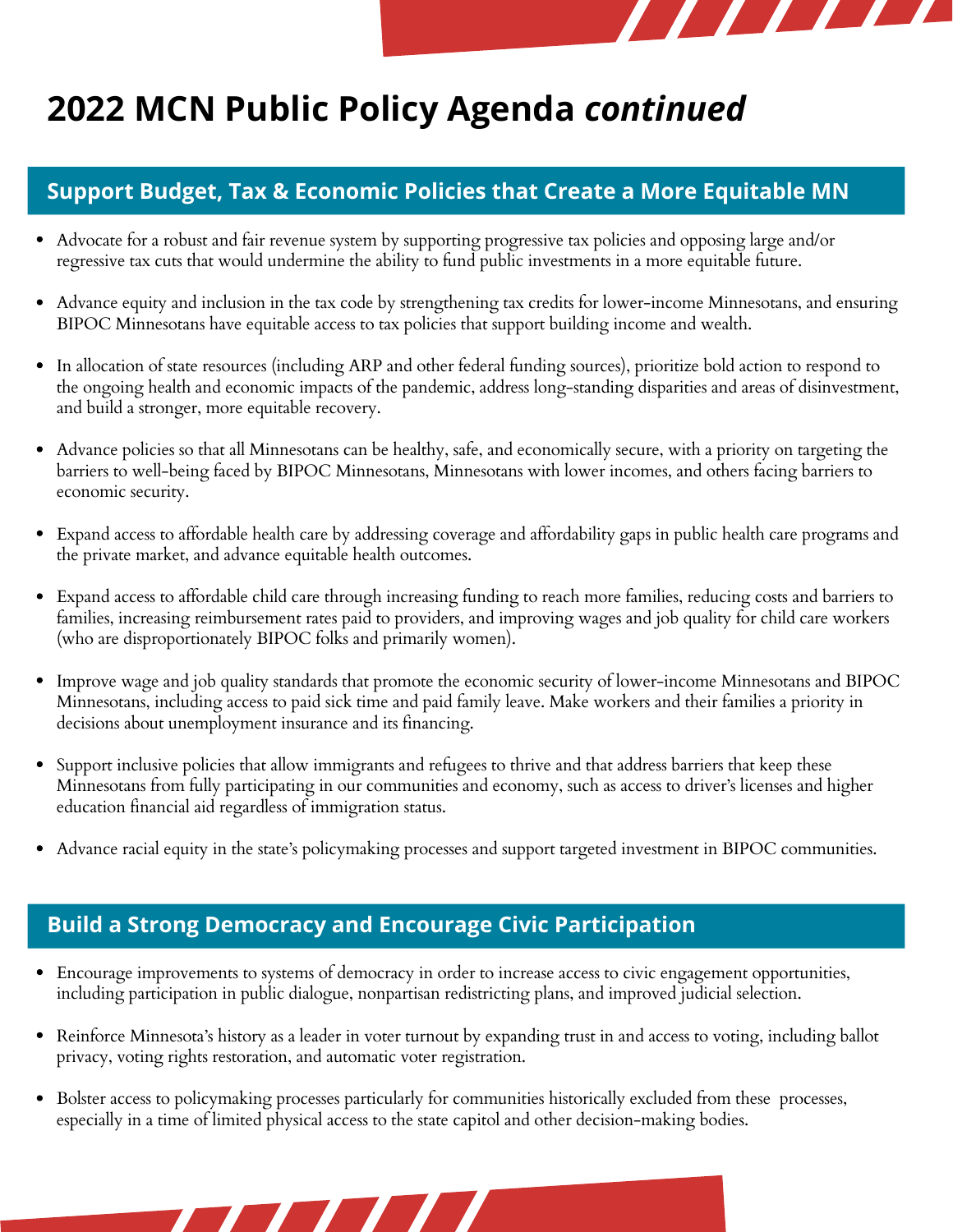# 2022 MCN Public Policy Agenda *continued*

## Support Budget, Tax & Economic Policies that Create a More Equitable MN

- Advocate for a robust and fair revenue system by supporting progressive tax policies and opposing large and/or regressive tax cuts that would undermine the ability to fund public investments in a more equitable future.
- Advance equity and inclusion in the tax code by strengthening tax credits for lower-income Minnesotans, and ensuring BIPOC Minnesotans have equitable access to tax policies that support building income and wealth.
- In allocation of state resources (including ARP and other federal funding sources), prioritize bold action to respond to the ongoing health and economic impacts of the pandemic, address long-standing disparities and areas of disinvestment, and build a stronger, more equitable recovery.
- Advance policies so that all Minnesotans can be healthy, safe, and economically secure, with a priority on targeting the barriers to well-being faced by BIPOC Minnesotans, Minnesotans with lower incomes, and others facing barriers to economic security.
- Expand access to affordable health care by addressing coverage and affordability gaps in public health care programs and the private market, and advance equitable health outcomes.
- Expand access to affordable child care through increasing funding to reach more families, reducing costs and barriers to families, increasing reimbursement rates paid to providers, and improving wages and job quality for child care workers (who are disproportionately BIPOC folks and primarily women).
- Improve wage and job quality standards that promote the economic security of lower-income Minnesotans and BIPOC Minnesotans, including access to paid sick time and paid family leave. Make workers and their families a priority in decisions about unemployment insurance and its financing.
- Support inclusive policies that allow immigrants and refugees to thrive and that address barriers that keep these Minnesotans from fully participating in our communities and economy, such as access to driver's licenses and higher education financial aid regardless of immigration status.
- Advance racial equity in the state's policymaking processes and support targeted investment in BIPOC communities.

## Build a Strong Democracy and Encourage Civic Participation

- Encourage improvements to systems of democracy in order to increase access to civic engagement opportunities, including participation in public dialogue, nonpartisan redistricting plans, and improved judicial selection.
- Reinforce Minnesota's history as a leader in voter turnout by expanding trust in and access to voting, including ballot privacy, voting rights restoration, and automatic voter registration.
- Bolster access to policymaking processes particularly for communities historically excluded from these processes, especially in a time of limited physical access to the state capitol and other decision-making bodies.